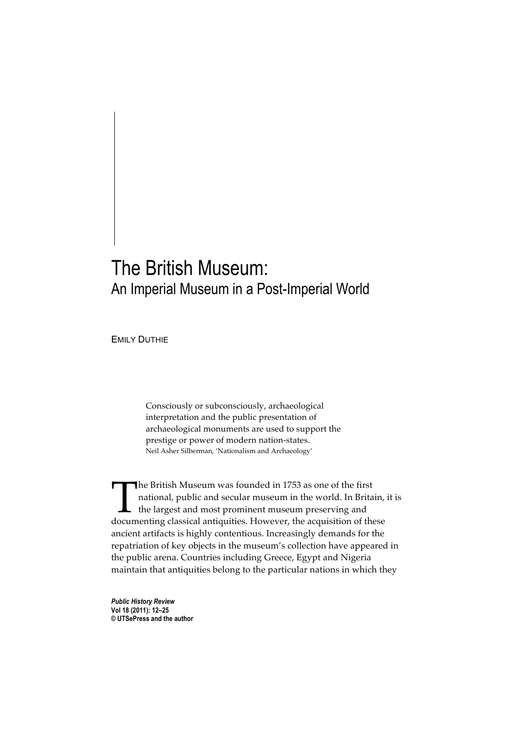# The British Museum:
## An Imperial Museum in a Post-Imperial World

EMILY DUTHIE

> Consciously or subconsciously, archaeological interpretation and the public presentation of archaeological monuments are used to support the prestige or power of modern nation-states.
> Neil Asher Silberman, 'Nationalism and Archaeology'

The British Museum was founded in 1753 as one of the first national, public and secular museum in the world. In Britain, it is the largest and most prominent museum preserving and documenting classical antiquities. However, the acquisition of these ancient artifacts is highly contentious. Increasingly demands for the repatriation of key objects in the museum's collection have appeared in the public arena. Countries including Greece, Egypt and Nigeria maintain that antiquities belong to the particular nations in which they

***Public History Review***
**Vol 18 (2011): 12–25**
**© UTSePress and the author**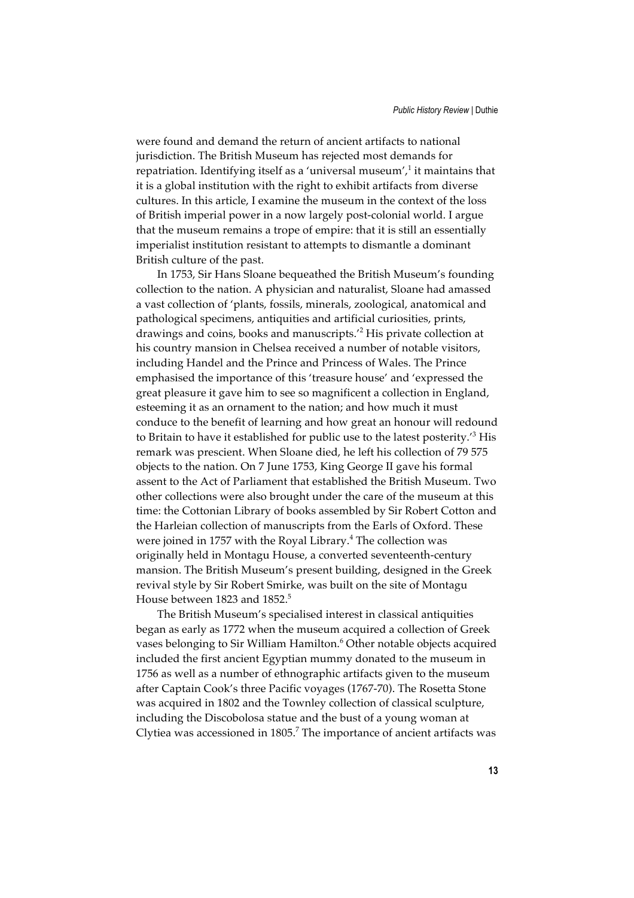were found and demand the return of ancient artifacts to national jurisdiction. The British Museum has rejected most demands for repatriation. Identifying itself as a 'universal museum',[1] it maintains that it is a global institution with the right to exhibit artifacts from diverse cultures. In this article, I examine the museum in the context of the loss of British imperial power in a now largely post-colonial world. I argue that the museum remains a trope of empire: that it is still an essentially imperialist institution resistant to attempts to dismantle a dominant British culture of the past.

In 1753, Sir Hans Sloane bequeathed the British Museum's founding collection to the nation. A physician and naturalist, Sloane had amassed a vast collection of 'plants, fossils, minerals, zoological, anatomical and pathological specimens, antiquities and artificial curiosities, prints, drawings and coins, books and manuscripts.'[2] His private collection at his country mansion in Chelsea received a number of notable visitors, including Handel and the Prince and Princess of Wales. The Prince emphasised the importance of this 'treasure house' and 'expressed the great pleasure it gave him to see so magnificent a collection in England, esteeming it as an ornament to the nation; and how much it must conduce to the benefit of learning and how great an honour will redound to Britain to have it established for public use to the latest posterity.'[3] His remark was prescient. When Sloane died, he left his collection of 79 575 objects to the nation. On 7 June 1753, King George II gave his formal assent to the Act of Parliament that established the British Museum. Two other collections were also brought under the care of the museum at this time: the Cottonian Library of books assembled by Sir Robert Cotton and the Harleian collection of manuscripts from the Earls of Oxford. These were joined in 1757 with the Royal Library.[4] The collection was originally held in Montagu House, a converted seventeenth-century mansion. The British Museum's present building, designed in the Greek revival style by Sir Robert Smirke, was built on the site of Montagu House between 1823 and 1852.[5]

The British Museum's specialised interest in classical antiquities began as early as 1772 when the museum acquired a collection of Greek vases belonging to Sir William Hamilton.[6] Other notable objects acquired included the first ancient Egyptian mummy donated to the museum in 1756 as well as a number of ethnographic artifacts given to the museum after Captain Cook's three Pacific voyages (1767-70). The Rosetta Stone was acquired in 1802 and the Townley collection of classical sculpture, including the Discobolosa statue and the bust of a young woman at Clytiea was accessioned in 1805.[7] The importance of ancient artifacts was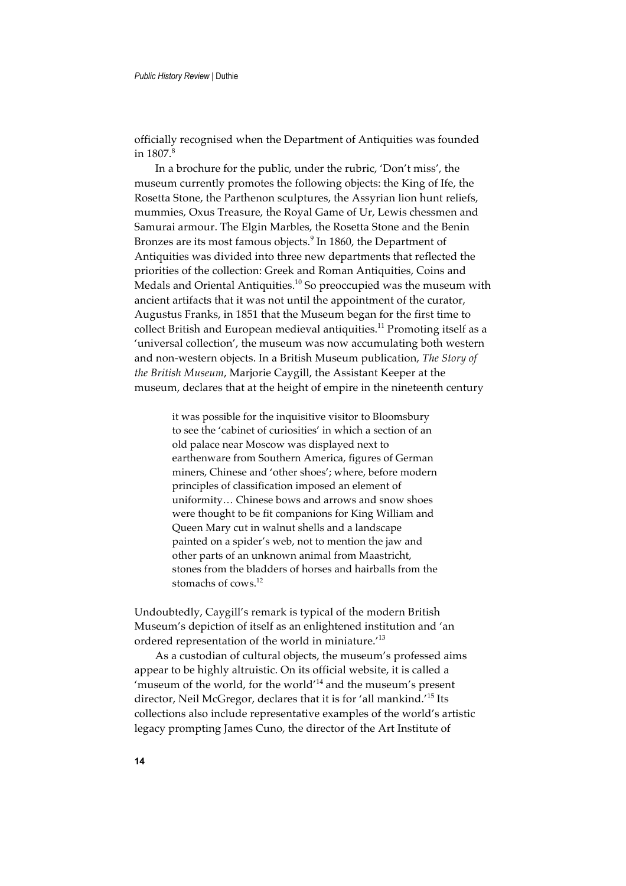officially recognised when the Department of Antiquities was founded in 1807.[8]

In a brochure for the public, under the rubric, 'Don't miss', the museum currently promotes the following objects: the King of Ife, the Rosetta Stone, the Parthenon sculptures, the Assyrian lion hunt reliefs, mummies, Oxus Treasure, the Royal Game of Ur, Lewis chessmen and Samurai armour. The Elgin Marbles, the Rosetta Stone and the Benin Bronzes are its most famous objects.[9] In 1860, the Department of Antiquities was divided into three new departments that reflected the priorities of the collection: Greek and Roman Antiquities, Coins and Medals and Oriental Antiquities.[10] So preoccupied was the museum with ancient artifacts that it was not until the appointment of the curator, Augustus Franks, in 1851 that the Museum began for the first time to collect British and European medieval antiquities.[11] Promoting itself as a 'universal collection', the museum was now accumulating both western and non-western objects. In a British Museum publication, *The Story of the British Museum*, Marjorie Caygill, the Assistant Keeper at the museum, declares that at the height of empire in the nineteenth century

> it was possible for the inquisitive visitor to Bloomsbury to see the 'cabinet of curiosities' in which a section of an old palace near Moscow was displayed next to earthenware from Southern America, figures of German miners, Chinese and 'other shoes'; where, before modern principles of classification imposed an element of uniformity… Chinese bows and arrows and snow shoes were thought to be fit companions for King William and Queen Mary cut in walnut shells and a landscape painted on a spider's web, not to mention the jaw and other parts of an unknown animal from Maastricht, stones from the bladders of horses and hairballs from the stomachs of cows.[12]

Undoubtedly, Caygill's remark is typical of the modern British Museum's depiction of itself as an enlightened institution and 'an ordered representation of the world in miniature.'[13]

As a custodian of cultural objects, the museum's professed aims appear to be highly altruistic. On its official website, it is called a 'museum of the world, for the world'[14] and the museum's present director, Neil McGregor, declares that it is for 'all mankind.'[15] Its collections also include representative examples of the world's artistic legacy prompting James Cuno, the director of the Art Institute of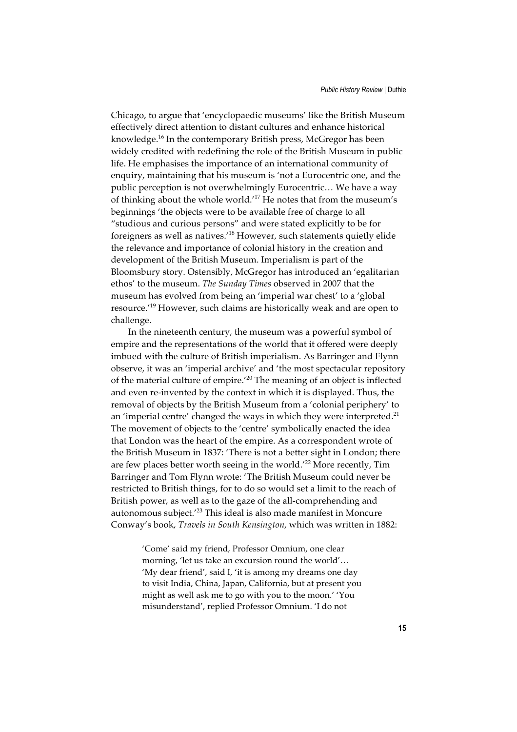Chicago, to argue that 'encyclopaedic museums' like the British Museum effectively direct attention to distant cultures and enhance historical knowledge.[16] In the contemporary British press, McGregor has been widely credited with redefining the role of the British Museum in public life. He emphasises the importance of an international community of enquiry, maintaining that his museum is 'not a Eurocentric one, and the public perception is not overwhelmingly Eurocentric… We have a way of thinking about the whole world.'[17] He notes that from the museum's beginnings 'the objects were to be available free of charge to all "studious and curious persons" and were stated explicitly to be for foreigners as well as natives.'[18] However, such statements quietly elide the relevance and importance of colonial history in the creation and development of the British Museum. Imperialism is part of the Bloomsbury story. Ostensibly, McGregor has introduced an 'egalitarian ethos' to the museum. *The Sunday Times* observed in 2007 that the museum has evolved from being an 'imperial war chest' to a 'global resource.'[19] However, such claims are historically weak and are open to challenge.

In the nineteenth century, the museum was a powerful symbol of empire and the representations of the world that it offered were deeply imbued with the culture of British imperialism. As Barringer and Flynn observe, it was an 'imperial archive' and 'the most spectacular repository of the material culture of empire.'[20] The meaning of an object is inflected and even re-invented by the context in which it is displayed. Thus, the removal of objects by the British Museum from a 'colonial periphery' to an 'imperial centre' changed the ways in which they were interpreted.[21] The movement of objects to the 'centre' symbolically enacted the idea that London was the heart of the empire. As a correspondent wrote of the British Museum in 1837: 'There is not a better sight in London; there are few places better worth seeing in the world.'[22] More recently, Tim Barringer and Tom Flynn wrote: 'The British Museum could never be restricted to British things, for to do so would set a limit to the reach of British power, as well as to the gaze of the all-comprehending and autonomous subject.'[23] This ideal is also made manifest in Moncure Conway's book, *Travels in South Kensington*, which was written in 1882:

> 'Come' said my friend, Professor Omnium, one clear morning, 'let us take an excursion round the world'… 'My dear friend', said I, 'it is among my dreams one day to visit India, China, Japan, California, but at present you might as well ask me to go with you to the moon.' 'You misunderstand', replied Professor Omnium. 'I do not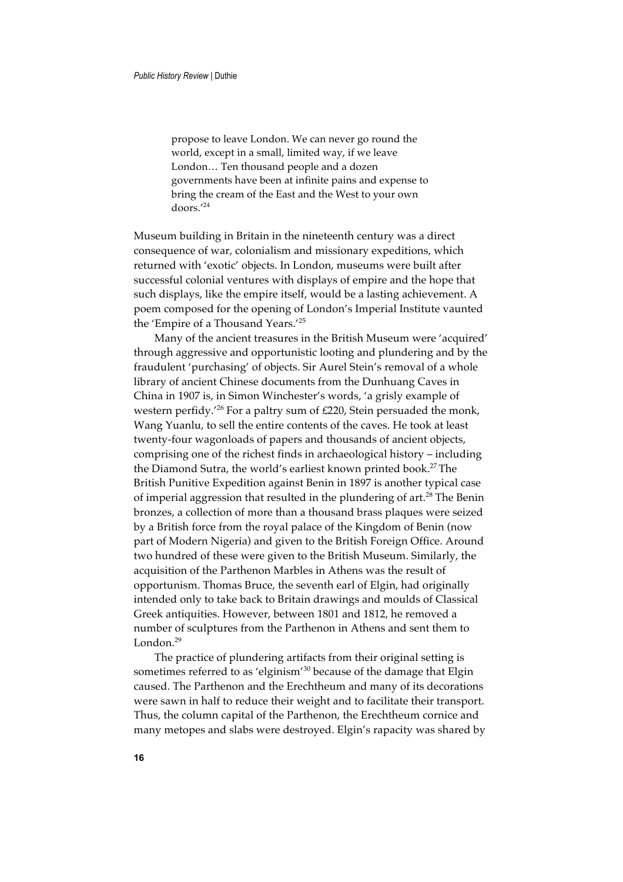> propose to leave London. We can never go round the world, except in a small, limited way, if we leave London… Ten thousand people and a dozen governments have been at infinite pains and expense to bring the cream of the East and the West to your own doors.'[24]

Museum building in Britain in the nineteenth century was a direct consequence of war, colonialism and missionary expeditions, which returned with 'exotic' objects. In London, museums were built after successful colonial ventures with displays of empire and the hope that such displays, like the empire itself, would be a lasting achievement. A poem composed for the opening of London's Imperial Institute vaunted the 'Empire of a Thousand Years.'[25]

Many of the ancient treasures in the British Museum were 'acquired' through aggressive and opportunistic looting and plundering and by the fraudulent 'purchasing' of objects. Sir Aurel Stein's removal of a whole library of ancient Chinese documents from the Dunhuang Caves in China in 1907 is, in Simon Winchester's words, 'a grisly example of western perfidy.'[26] For a paltry sum of £220, Stein persuaded the monk, Wang Yuanlu, to sell the entire contents of the caves. He took at least twenty-four wagonloads of papers and thousands of ancient objects, comprising one of the richest finds in archaeological history – including the Diamond Sutra, the world's earliest known printed book.[27] The British Punitive Expedition against Benin in 1897 is another typical case of imperial aggression that resulted in the plundering of art.[28] The Benin bronzes, a collection of more than a thousand brass plaques were seized by a British force from the royal palace of the Kingdom of Benin (now part of Modern Nigeria) and given to the British Foreign Office. Around two hundred of these were given to the British Museum. Similarly, the acquisition of the Parthenon Marbles in Athens was the result of opportunism. Thomas Bruce, the seventh earl of Elgin, had originally intended only to take back to Britain drawings and moulds of Classical Greek antiquities. However, between 1801 and 1812, he removed a number of sculptures from the Parthenon in Athens and sent them to London.[29]

The practice of plundering artifacts from their original setting is sometimes referred to as 'elginism'[30] because of the damage that Elgin caused. The Parthenon and the Erechtheum and many of its decorations were sawn in half to reduce their weight and to facilitate their transport. Thus, the column capital of the Parthenon, the Erechtheum cornice and many metopes and slabs were destroyed. Elgin's rapacity was shared by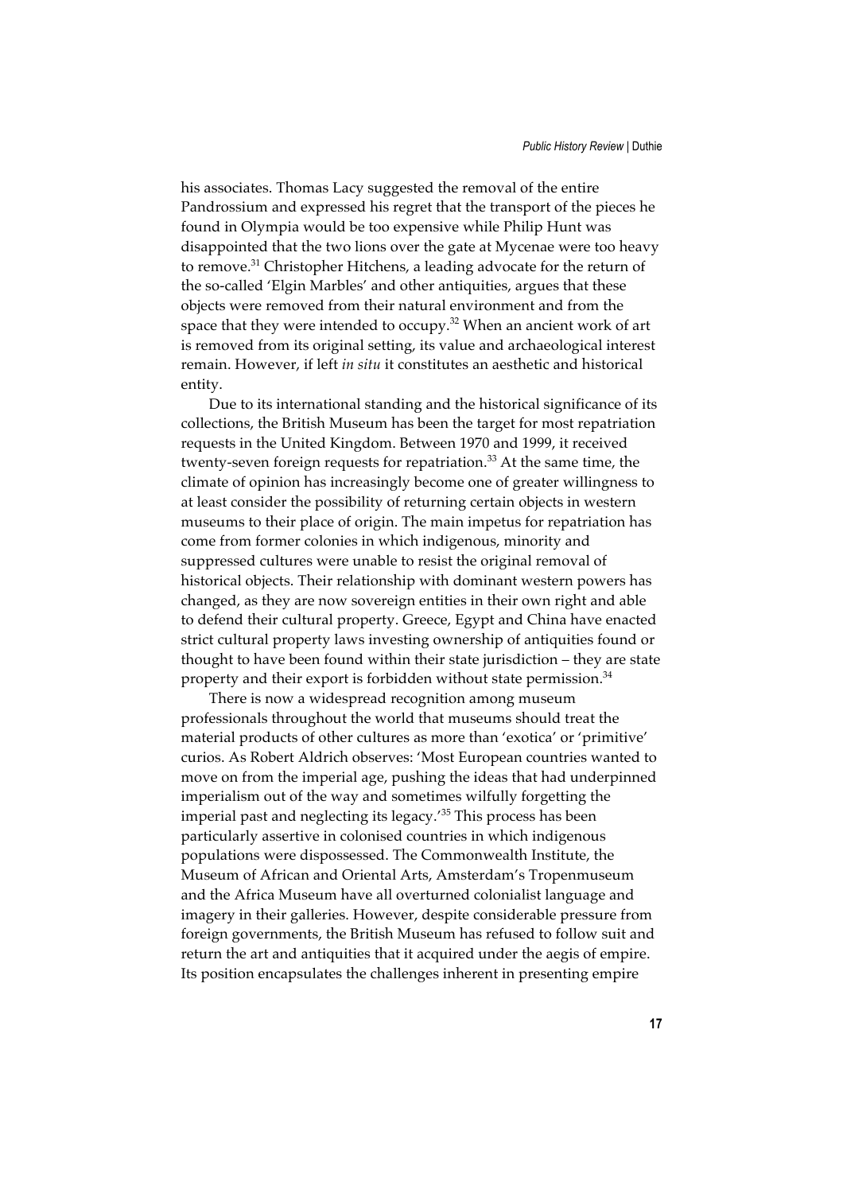his associates. Thomas Lacy suggested the removal of the entire Pandrossium and expressed his regret that the transport of the pieces he found in Olympia would be too expensive while Philip Hunt was disappointed that the two lions over the gate at Mycenae were too heavy to remove.[31] Christopher Hitchens, a leading advocate for the return of the so-called 'Elgin Marbles' and other antiquities, argues that these objects were removed from their natural environment and from the space that they were intended to occupy.[32] When an ancient work of art is removed from its original setting, its value and archaeological interest remain. However, if left *in situ* it constitutes an aesthetic and historical entity.

Due to its international standing and the historical significance of its collections, the British Museum has been the target for most repatriation requests in the United Kingdom. Between 1970 and 1999, it received twenty-seven foreign requests for repatriation.[33] At the same time, the climate of opinion has increasingly become one of greater willingness to at least consider the possibility of returning certain objects in western museums to their place of origin. The main impetus for repatriation has come from former colonies in which indigenous, minority and suppressed cultures were unable to resist the original removal of historical objects. Their relationship with dominant western powers has changed, as they are now sovereign entities in their own right and able to defend their cultural property. Greece, Egypt and China have enacted strict cultural property laws investing ownership of antiquities found or thought to have been found within their state jurisdiction – they are state property and their export is forbidden without state permission.[34]

There is now a widespread recognition among museum professionals throughout the world that museums should treat the material products of other cultures as more than 'exotica' or 'primitive' curios. As Robert Aldrich observes: 'Most European countries wanted to move on from the imperial age, pushing the ideas that had underpinned imperialism out of the way and sometimes wilfully forgetting the imperial past and neglecting its legacy.'[35] This process has been particularly assertive in colonised countries in which indigenous populations were dispossessed. The Commonwealth Institute, the Museum of African and Oriental Arts, Amsterdam's Tropenmuseum and the Africa Museum have all overturned colonialist language and imagery in their galleries. However, despite considerable pressure from foreign governments, the British Museum has refused to follow suit and return the art and antiquities that it acquired under the aegis of empire. Its position encapsulates the challenges inherent in presenting empire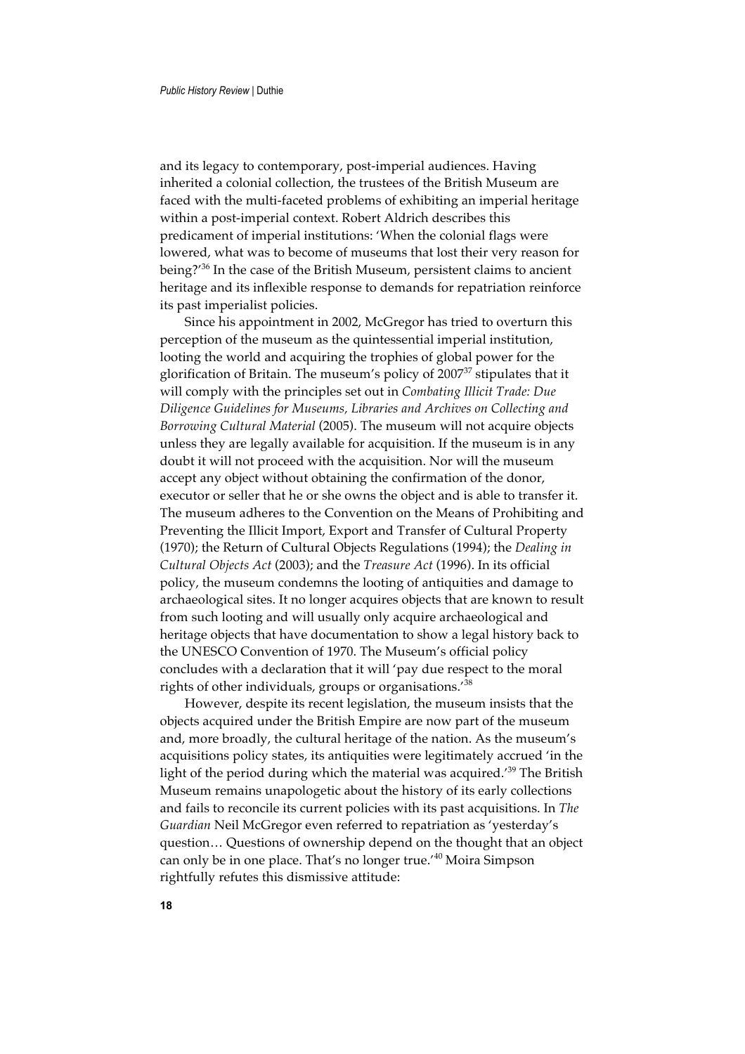and its legacy to contemporary, post-imperial audiences. Having inherited a colonial collection, the trustees of the British Museum are faced with the multi-faceted problems of exhibiting an imperial heritage within a post-imperial context. Robert Aldrich describes this predicament of imperial institutions: 'When the colonial flags were lowered, what was to become of museums that lost their very reason for being?'[36] In the case of the British Museum, persistent claims to ancient heritage and its inflexible response to demands for repatriation reinforce its past imperialist policies.

Since his appointment in 2002, McGregor has tried to overturn this perception of the museum as the quintessential imperial institution, looting the world and acquiring the trophies of global power for the glorification of Britain. The museum's policy of 2007[37] stipulates that it will comply with the principles set out in *Combating Illicit Trade: Due Diligence Guidelines for Museums, Libraries and Archives on Collecting and Borrowing Cultural Material* (2005). The museum will not acquire objects unless they are legally available for acquisition. If the museum is in any doubt it will not proceed with the acquisition. Nor will the museum accept any object without obtaining the confirmation of the donor, executor or seller that he or she owns the object and is able to transfer it. The museum adheres to the Convention on the Means of Prohibiting and Preventing the Illicit Import, Export and Transfer of Cultural Property (1970); the Return of Cultural Objects Regulations (1994); the *Dealing in Cultural Objects Act* (2003); and the *Treasure Act* (1996). In its official policy, the museum condemns the looting of antiquities and damage to archaeological sites. It no longer acquires objects that are known to result from such looting and will usually only acquire archaeological and heritage objects that have documentation to show a legal history back to the UNESCO Convention of 1970. The Museum's official policy concludes with a declaration that it will 'pay due respect to the moral rights of other individuals, groups or organisations.'[38]

However, despite its recent legislation, the museum insists that the objects acquired under the British Empire are now part of the museum and, more broadly, the cultural heritage of the nation. As the museum's acquisitions policy states, its antiquities were legitimately accrued 'in the light of the period during which the material was acquired.'[39] The British Museum remains unapologetic about the history of its early collections and fails to reconcile its current policies with its past acquisitions. In *The Guardian* Neil McGregor even referred to repatriation as 'yesterday's question… Questions of ownership depend on the thought that an object can only be in one place. That's no longer true.'[40] Moira Simpson rightfully refutes this dismissive attitude: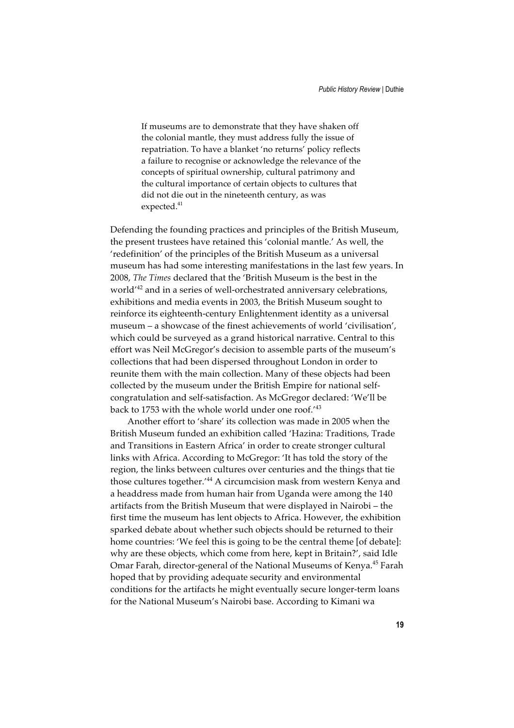> If museums are to demonstrate that they have shaken off the colonial mantle, they must address fully the issue of repatriation. To have a blanket 'no returns' policy reflects a failure to recognise or acknowledge the relevance of the concepts of spiritual ownership, cultural patrimony and the cultural importance of certain objects to cultures that did not die out in the nineteenth century, as was expected.[41]

Defending the founding practices and principles of the British Museum, the present trustees have retained this 'colonial mantle.' As well, the 'redefinition' of the principles of the British Museum as a universal museum has had some interesting manifestations in the last few years. In 2008, *The Times* declared that the 'British Museum is the best in the world'[42] and in a series of well-orchestrated anniversary celebrations, exhibitions and media events in 2003, the British Museum sought to reinforce its eighteenth-century Enlightenment identity as a universal museum – a showcase of the finest achievements of world 'civilisation', which could be surveyed as a grand historical narrative. Central to this effort was Neil McGregor's decision to assemble parts of the museum's collections that had been dispersed throughout London in order to reunite them with the main collection. Many of these objects had been collected by the museum under the British Empire for national self-congratulation and self-satisfaction. As McGregor declared: 'We'll be back to 1753 with the whole world under one roof.'[43]

Another effort to 'share' its collection was made in 2005 when the British Museum funded an exhibition called 'Hazina: Traditions, Trade and Transitions in Eastern Africa' in order to create stronger cultural links with Africa. According to McGregor: 'It has told the story of the region, the links between cultures over centuries and the things that tie those cultures together.'[44] A circumcision mask from western Kenya and a headdress made from human hair from Uganda were among the 140 artifacts from the British Museum that were displayed in Nairobi – the first time the museum has lent objects to Africa. However, the exhibition sparked debate about whether such objects should be returned to their home countries: 'We feel this is going to be the central theme [of debate]: why are these objects, which come from here, kept in Britain?', said Idle Omar Farah, director-general of the National Museums of Kenya.[45] Farah hoped that by providing adequate security and environmental conditions for the artifacts he might eventually secure longer-term loans for the National Museum's Nairobi base. According to Kimani wa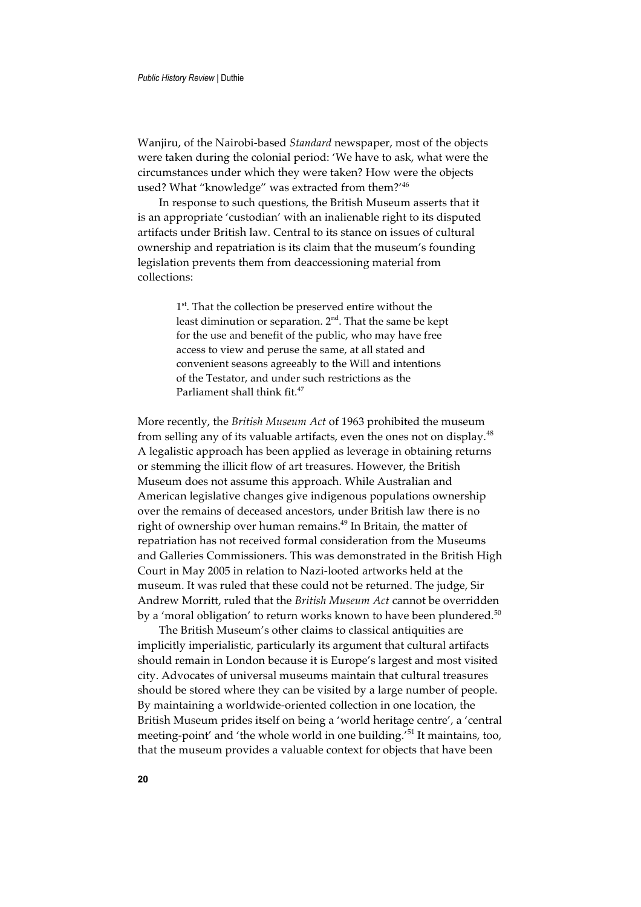Wanjiru, of the Nairobi-based *Standard* newspaper, most of the objects were taken during the colonial period: 'We have to ask, what were the circumstances under which they were taken? How were the objects used? What "knowledge" was extracted from them?'[46]

In response to such questions, the British Museum asserts that it is an appropriate 'custodian' with an inalienable right to its disputed artifacts under British law. Central to its stance on issues of cultural ownership and repatriation is its claim that the museum's founding legislation prevents them from deaccessioning material from collections:

> 1st. That the collection be preserved entire without the least diminution or separation. 2nd. That the same be kept for the use and benefit of the public, who may have free access to view and peruse the same, at all stated and convenient seasons agreeably to the Will and intentions of the Testator, and under such restrictions as the Parliament shall think fit.[47]

More recently, the *British Museum Act* of 1963 prohibited the museum from selling any of its valuable artifacts, even the ones not on display.[48] A legalistic approach has been applied as leverage in obtaining returns or stemming the illicit flow of art treasures. However, the British Museum does not assume this approach. While Australian and American legislative changes give indigenous populations ownership over the remains of deceased ancestors, under British law there is no right of ownership over human remains.[49] In Britain, the matter of repatriation has not received formal consideration from the Museums and Galleries Commissioners. This was demonstrated in the British High Court in May 2005 in relation to Nazi-looted artworks held at the museum. It was ruled that these could not be returned. The judge, Sir Andrew Morritt, ruled that the *British Museum Act* cannot be overridden by a 'moral obligation' to return works known to have been plundered.[50]

The British Museum's other claims to classical antiquities are implicitly imperialistic, particularly its argument that cultural artifacts should remain in London because it is Europe's largest and most visited city. Advocates of universal museums maintain that cultural treasures should be stored where they can be visited by a large number of people. By maintaining a worldwide-oriented collection in one location, the British Museum prides itself on being a 'world heritage centre', a 'central meeting-point' and 'the whole world in one building.'[51] It maintains, too, that the museum provides a valuable context for objects that have been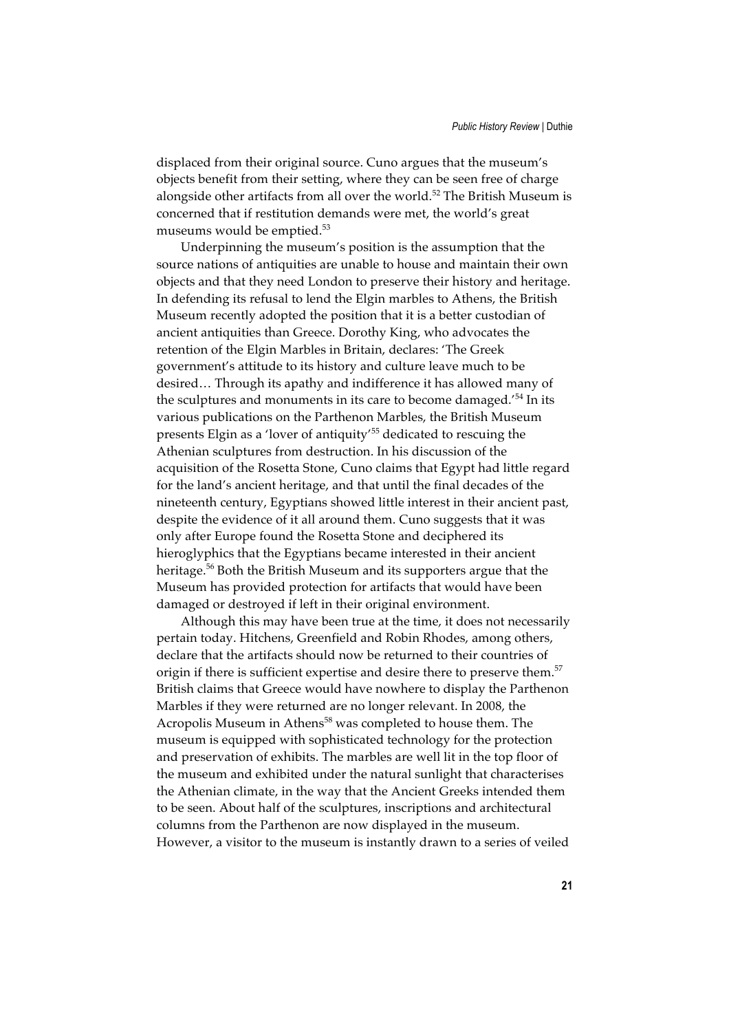displaced from their original source. Cuno argues that the museum's objects benefit from their setting, where they can be seen free of charge alongside other artifacts from all over the world.[52] The British Museum is concerned that if restitution demands were met, the world's great museums would be emptied.[53]

Underpinning the museum's position is the assumption that the source nations of antiquities are unable to house and maintain their own objects and that they need London to preserve their history and heritage. In defending its refusal to lend the Elgin marbles to Athens, the British Museum recently adopted the position that it is a better custodian of ancient antiquities than Greece. Dorothy King, who advocates the retention of the Elgin Marbles in Britain, declares: 'The Greek government's attitude to its history and culture leave much to be desired… Through its apathy and indifference it has allowed many of the sculptures and monuments in its care to become damaged.'[54] In its various publications on the Parthenon Marbles, the British Museum presents Elgin as a 'lover of antiquity'[55] dedicated to rescuing the Athenian sculptures from destruction. In his discussion of the acquisition of the Rosetta Stone, Cuno claims that Egypt had little regard for the land's ancient heritage, and that until the final decades of the nineteenth century, Egyptians showed little interest in their ancient past, despite the evidence of it all around them. Cuno suggests that it was only after Europe found the Rosetta Stone and deciphered its hieroglyphics that the Egyptians became interested in their ancient heritage.[56] Both the British Museum and its supporters argue that the Museum has provided protection for artifacts that would have been damaged or destroyed if left in their original environment.

Although this may have been true at the time, it does not necessarily pertain today. Hitchens, Greenfield and Robin Rhodes, among others, declare that the artifacts should now be returned to their countries of origin if there is sufficient expertise and desire there to preserve them.[57] British claims that Greece would have nowhere to display the Parthenon Marbles if they were returned are no longer relevant. In 2008, the Acropolis Museum in Athens[58] was completed to house them. The museum is equipped with sophisticated technology for the protection and preservation of exhibits. The marbles are well lit in the top floor of the museum and exhibited under the natural sunlight that characterises the Athenian climate, in the way that the Ancient Greeks intended them to be seen. About half of the sculptures, inscriptions and architectural columns from the Parthenon are now displayed in the museum. However, a visitor to the museum is instantly drawn to a series of veiled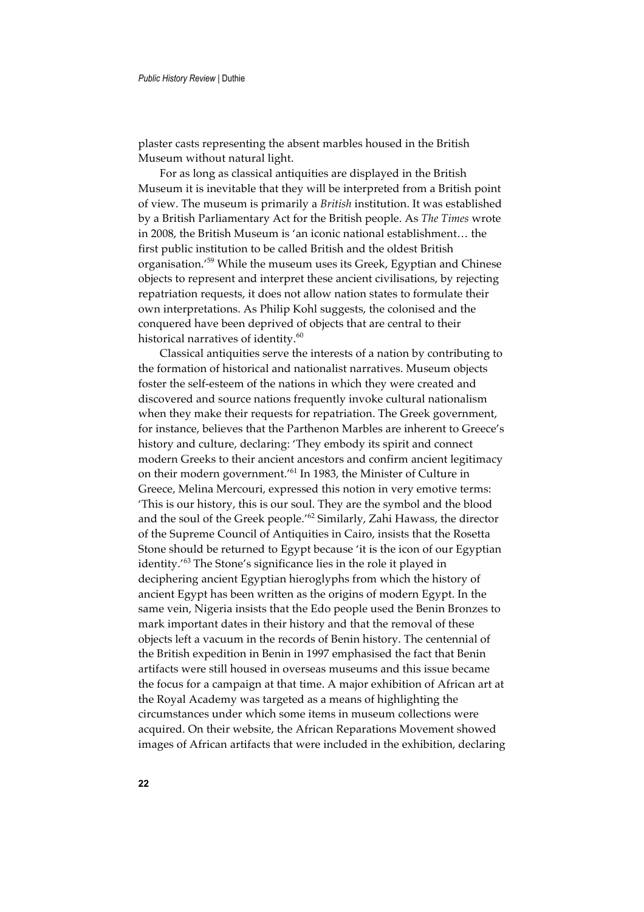plaster casts representing the absent marbles housed in the British Museum without natural light.

For as long as classical antiquities are displayed in the British Museum it is inevitable that they will be interpreted from a British point of view. The museum is primarily a *British* institution. It was established by a British Parliamentary Act for the British people. As *The Times* wrote in 2008, the British Museum is 'an iconic national establishment… the first public institution to be called British and the oldest British organisation.'[59] While the museum uses its Greek, Egyptian and Chinese objects to represent and interpret these ancient civilisations, by rejecting repatriation requests, it does not allow nation states to formulate their own interpretations. As Philip Kohl suggests, the colonised and the conquered have been deprived of objects that are central to their historical narratives of identity.[60]

Classical antiquities serve the interests of a nation by contributing to the formation of historical and nationalist narratives. Museum objects foster the self-esteem of the nations in which they were created and discovered and source nations frequently invoke cultural nationalism when they make their requests for repatriation. The Greek government, for instance, believes that the Parthenon Marbles are inherent to Greece's history and culture, declaring: 'They embody its spirit and connect modern Greeks to their ancient ancestors and confirm ancient legitimacy on their modern government.'[61] In 1983, the Minister of Culture in Greece, Melina Mercouri, expressed this notion in very emotive terms: 'This is our history, this is our soul. They are the symbol and the blood and the soul of the Greek people.'[62] Similarly, Zahi Hawass, the director of the Supreme Council of Antiquities in Cairo, insists that the Rosetta Stone should be returned to Egypt because 'it is the icon of our Egyptian identity.'[63] The Stone's significance lies in the role it played in deciphering ancient Egyptian hieroglyphs from which the history of ancient Egypt has been written as the origins of modern Egypt. In the same vein, Nigeria insists that the Edo people used the Benin Bronzes to mark important dates in their history and that the removal of these objects left a vacuum in the records of Benin history. The centennial of the British expedition in Benin in 1997 emphasised the fact that Benin artifacts were still housed in overseas museums and this issue became the focus for a campaign at that time. A major exhibition of African art at the Royal Academy was targeted as a means of highlighting the circumstances under which some items in museum collections were acquired. On their website, the African Reparations Movement showed images of African artifacts that were included in the exhibition, declaring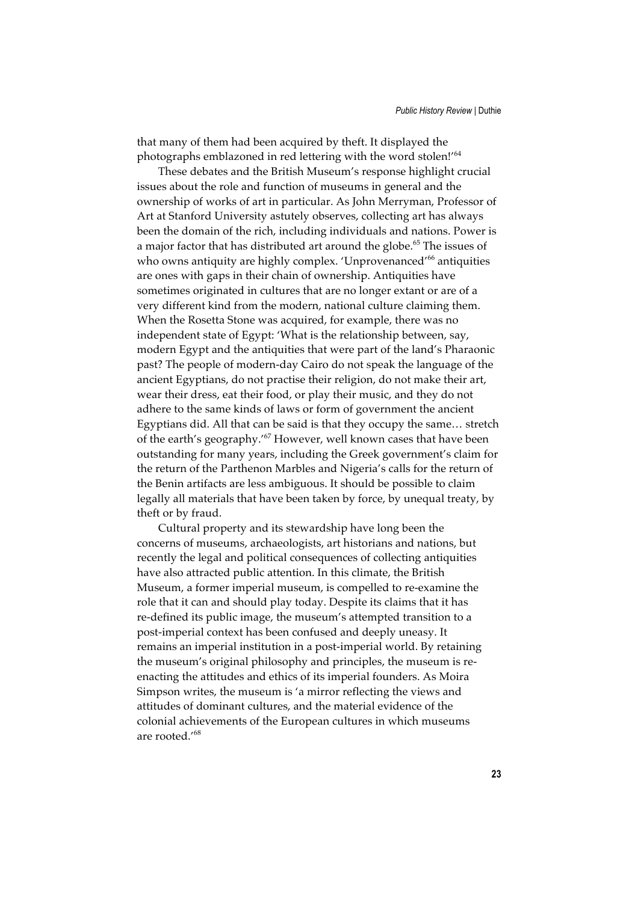that many of them had been acquired by theft. It displayed the photographs emblazoned in red lettering with the word stolen!'[64]

These debates and the British Museum's response highlight crucial issues about the role and function of museums in general and the ownership of works of art in particular. As John Merryman, Professor of Art at Stanford University astutely observes, collecting art has always been the domain of the rich, including individuals and nations. Power is a major factor that has distributed art around the globe.[65] The issues of who owns antiquity are highly complex. 'Unprovenanced'[66] antiquities are ones with gaps in their chain of ownership. Antiquities have sometimes originated in cultures that are no longer extant or are of a very different kind from the modern, national culture claiming them. When the Rosetta Stone was acquired, for example, there was no independent state of Egypt: 'What is the relationship between, say, modern Egypt and the antiquities that were part of the land's Pharaonic past? The people of modern-day Cairo do not speak the language of the ancient Egyptians, do not practise their religion, do not make their art, wear their dress, eat their food, or play their music, and they do not adhere to the same kinds of laws or form of government the ancient Egyptians did. All that can be said is that they occupy the same… stretch of the earth's geography.'[67] However, well known cases that have been outstanding for many years, including the Greek government's claim for the return of the Parthenon Marbles and Nigeria's calls for the return of the Benin artifacts are less ambiguous. It should be possible to claim legally all materials that have been taken by force, by unequal treaty, by theft or by fraud.

Cultural property and its stewardship have long been the concerns of museums, archaeologists, art historians and nations, but recently the legal and political consequences of collecting antiquities have also attracted public attention. In this climate, the British Museum, a former imperial museum, is compelled to re-examine the role that it can and should play today. Despite its claims that it has re-defined its public image, the museum's attempted transition to a post-imperial context has been confused and deeply uneasy. It remains an imperial institution in a post-imperial world. By retaining the museum's original philosophy and principles, the museum is re-enacting the attitudes and ethics of its imperial founders. As Moira Simpson writes, the museum is 'a mirror reflecting the views and attitudes of dominant cultures, and the material evidence of the colonial achievements of the European cultures in which museums are rooted.'[68]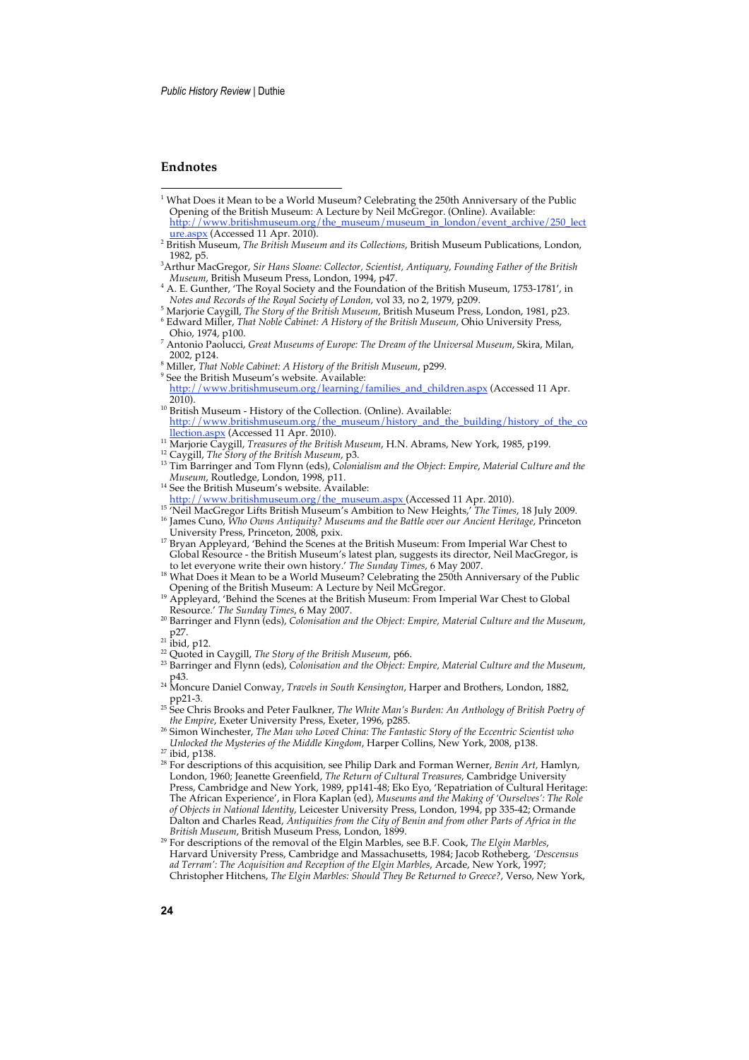## Endnotes

[1] What Does it Mean to be a World Museum? Celebrating the 250th Anniversary of the Public Opening of the British Museum: A Lecture by Neil McGregor. (Online). Available: http://www.britishmuseum.org/the_museum/museum_in_london/event_archive/250_lecture.aspx (Accessed 11 Apr. 2010).

[2] British Museum, *The British Museum and its Collections*, British Museum Publications, London, 1982, p5.

[3] Arthur MacGregor, *Sir Hans Sloane: Collector, Scientist, Antiquary, Founding Father of the British Museum*, British Museum Press, London, 1994, p47.

[4] A. E. Gunther, 'The Royal Society and the Foundation of the British Museum, 1753-1781', in *Notes and Records of the Royal Society of London*, vol 33, no 2, 1979, p209.

[5] Marjorie Caygill, *The Story of the British Museum*, British Museum Press, London, 1981, p23.

[6] Edward Miller, *That Noble Cabinet: A History of the British Museum*, Ohio University Press, Ohio, 1974, p100.

[7] Antonio Paolucci, *Great Museums of Europe: The Dream of the Universal Museum*, Skira, Milan, 2002, p124.

[8] Miller, *That Noble Cabinet: A History of the British Museum*, p299.

[9] See the British Museum's website. Available: http://www.britishmuseum.org/learning/families_and_children.aspx (Accessed 11 Apr. 2010).

[10] British Museum - History of the Collection. (Online). Available: http://www.britishmuseum.org/the_museum/history_and_the_building/history_of_the_collection.aspx (Accessed 11 Apr. 2010).

[11] Marjorie Caygill, *Treasures of the British Museum*, H.N. Abrams, New York, 1985, p199.

[12] Caygill, *The Story of the British Museum*, p3.

[13] Tim Barringer and Tom Flynn (eds), *Colonialism and the Object*: *Empire, Material Culture and the Museum*, Routledge, London, 1998, p11.

[14] See the British Museum's website. Available: http://www.britishmuseum.org/the_museum.aspx (Accessed 11 Apr. 2010).

[15] 'Neil MacGregor Lifts British Museum's Ambition to New Heights,' *The Times*, 18 July 2009.

[16] James Cuno, *Who Owns Antiquity? Museums and the Battle over our Ancient Heritage*, Princeton University Press, Princeton, 2008, pxix.

[17] Bryan Appleyard, 'Behind the Scenes at the British Museum: From Imperial War Chest to Global Resource - the British Museum's latest plan, suggests its director, Neil MacGregor, is to let everyone write their own history.' *The Sunday Times*, 6 May 2007.

[18] What Does it Mean to be a World Museum? Celebrating the 250th Anniversary of the Public Opening of the British Museum: A Lecture by Neil McGregor.

[19] Appleyard, 'Behind the Scenes at the British Museum: From Imperial War Chest to Global Resource.' *The Sunday Times*, 6 May 2007.

[20] Barringer and Flynn (eds), *Colonisation and the Object: Empire, Material Culture and the Museum*, p27.

[21] ibid, p12.

[22] Quoted in Caygill, *The Story of the British Museum*, p66.

[23] Barringer and Flynn (eds), *Colonisation and the Object: Empire, Material Culture and the Museum*, p43.

[24] Moncure Daniel Conway, *Travels in South Kensington*, Harper and Brothers, London, 1882, pp21-3.

[25] See Chris Brooks and Peter Faulkner, *The White Man's Burden: An Anthology of British Poetry of the Empire*, Exeter University Press, Exeter, 1996, p285.

[26] Simon Winchester, *The Man who Loved China: The Fantastic Story of the Eccentric Scientist who Unlocked the Mysteries of the Middle Kingdom*, Harper Collins, New York, 2008, p138.

[27] ibid, p138.

[28] For descriptions of this acquisition, see Philip Dark and Forman Werner, *Benin Art*, Hamlyn, London, 1960; Jeanette Greenfield, *The Return of Cultural Treasures*, Cambridge University Press, Cambridge and New York, 1989, pp141-48; Eko Eyo, 'Repatriation of Cultural Heritage: The African Experience', in Flora Kaplan (ed), *Museums and the Making of 'Ourselves': The Role of Objects in National Identity*, Leicester University Press, London, 1994, pp 335-42; Ormande Dalton and Charles Read, *Antiquities from the City of Benin and from other Parts of Africa in the British Museum*, British Museum Press, London, 1899.

[29] For descriptions of the removal of the Elgin Marbles, see B.F. Cook, *The Elgin Marbles*, Harvard University Press, Cambridge and Massachusetts, 1984; Jacob Rotheberg, *'Descensus ad Terram': The Acquisition and Reception of the Elgin Marbles*, Arcade, New York, 1997; Christopher Hitchens, *The Elgin Marbles: Should They Be Returned to Greece?*, Verso, New York,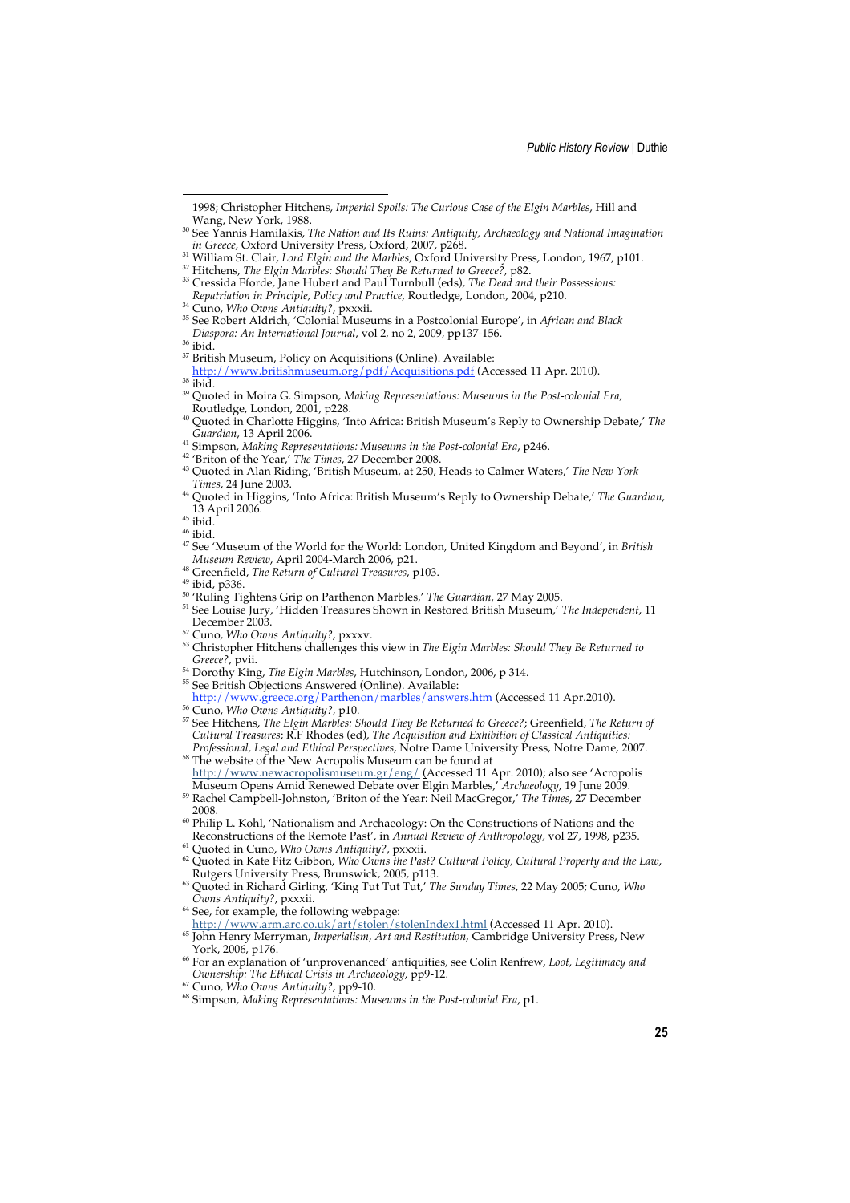1998; Christopher Hitchens, *Imperial Spoils: The Curious Case of the Elgin Marbles*, Hill and Wang, New York, 1988.

[30] See Yannis Hamilakis, *The Nation and Its Ruins: Antiquity, Archaeology and National Imagination in Greece*, Oxford University Press, Oxford, 2007, p268.

[31] William St. Clair, *Lord Elgin and the Marbles*, Oxford University Press, London, 1967, p101.

[32] Hitchens, *The Elgin Marbles: Should They Be Returned to Greece?*, p82.

[33] Cressida Fforde, Jane Hubert and Paul Turnbull (eds), *The Dead and their Possessions: Repatriation in Principle, Policy and Practice*, Routledge, London, 2004, p210.

[34] Cuno, *Who Owns Antiquity?*, pxxxii.

[35] See Robert Aldrich, 'Colonial Museums in a Postcolonial Europe', in *African and Black Diaspora: An International Journal*, vol 2, no 2, 2009, pp137-156.

[36] ibid.

[37] British Museum, Policy on Acquisitions (Online). Available: http://www.britishmuseum.org/pdf/Acquisitions.pdf (Accessed 11 Apr. 2010).

[38] ibid.

[39] Quoted in Moira G. Simpson, *Making Representations: Museums in the Post-colonial Era*, Routledge, London, 2001, p228.

[40] Quoted in Charlotte Higgins, 'Into Africa: British Museum's Reply to Ownership Debate,' *The Guardian*, 13 April 2006.

[41] Simpson, *Making Representations: Museums in the Post-colonial Era*, p246.

[42] 'Briton of the Year,' *The Times*, 27 December 2008.

[43] Quoted in Alan Riding, 'British Museum, at 250, Heads to Calmer Waters,' *The New York Times*, 24 June 2003.

[44] Quoted in Higgins, 'Into Africa: British Museum's Reply to Ownership Debate,' *The Guardian*, 13 April 2006.

[45] ibid.

[46] ibid.

[47] See 'Museum of the World for the World: London, United Kingdom and Beyond', in *British Museum Review*, April 2004-March 2006, p21.

[48] Greenfield, *The Return of Cultural Treasures*, p103.

[49] ibid, p336.

[50] 'Ruling Tightens Grip on Parthenon Marbles,' *The Guardian*, 27 May 2005.

[51] See Louise Jury, 'Hidden Treasures Shown in Restored British Museum,' *The Independent*, 11 December 2003.

[52] Cuno, *Who Owns Antiquity?*, pxxxv.

[53] Christopher Hitchens challenges this view in *The Elgin Marbles: Should They Be Returned to Greece?*, pvii.

[54] Dorothy King, *The Elgin Marbles*, Hutchinson, London, 2006, p 314.

[55] See British Objections Answered (Online). Available: http://www.greece.org/Parthenon/marbles/answers.htm (Accessed 11 Apr.2010).

[56] Cuno, *Who Owns Antiquity?*, p10.

[57] See Hitchens, *The Elgin Marbles: Should They Be Returned to Greece?*; Greenfield, *The Return of Cultural Treasures*; R.F Rhodes (ed), *The Acquisition and Exhibition of Classical Antiquities: Professional, Legal and Ethical Perspectives*, Notre Dame University Press, Notre Dame, 2007.

[58] The website of the New Acropolis Museum can be found at http://www.newacropolismuseum.gr/eng/ (Accessed 11 Apr. 2010); also see 'Acropolis Museum Opens Amid Renewed Debate over Elgin Marbles,' *Archaeology*, 19 June 2009.

[59] Rachel Campbell-Johnston, 'Briton of the Year: Neil MacGregor,' *The Times*, 27 December 2008.

[60] Philip L. Kohl, 'Nationalism and Archaeology: On the Constructions of Nations and the Reconstructions of the Remote Past', in *Annual Review of Anthropology*, vol 27, 1998, p235.

[61] Quoted in Cuno, *Who Owns Antiquity?*, pxxxii.

[62] Quoted in Kate Fitz Gibbon, *Who Owns the Past? Cultural Policy, Cultural Property and the Law*, Rutgers University Press, Brunswick, 2005, p113.

[63] Quoted in Richard Girling, 'King Tut Tut Tut,' *The Sunday Times*, 22 May 2005; Cuno, *Who Owns Antiquity?*, pxxxii.

[64] See, for example, the following webpage: http://www.arm.arc.co.uk/art/stolen/stolenIndex1.html (Accessed 11 Apr. 2010).

[65] John Henry Merryman, *Imperialism, Art and Restitution*, Cambridge University Press, New York, 2006, p176.

[66] For an explanation of 'unprovenanced' antiquities, see Colin Renfrew, *Loot, Legitimacy and Ownership: The Ethical Crisis in Archaeology*, pp9-12.

[67] Cuno, *Who Owns Antiquity?*, pp9-10.

[68] Simpson, *Making Representations: Museums in the Post-colonial Era*, p1.